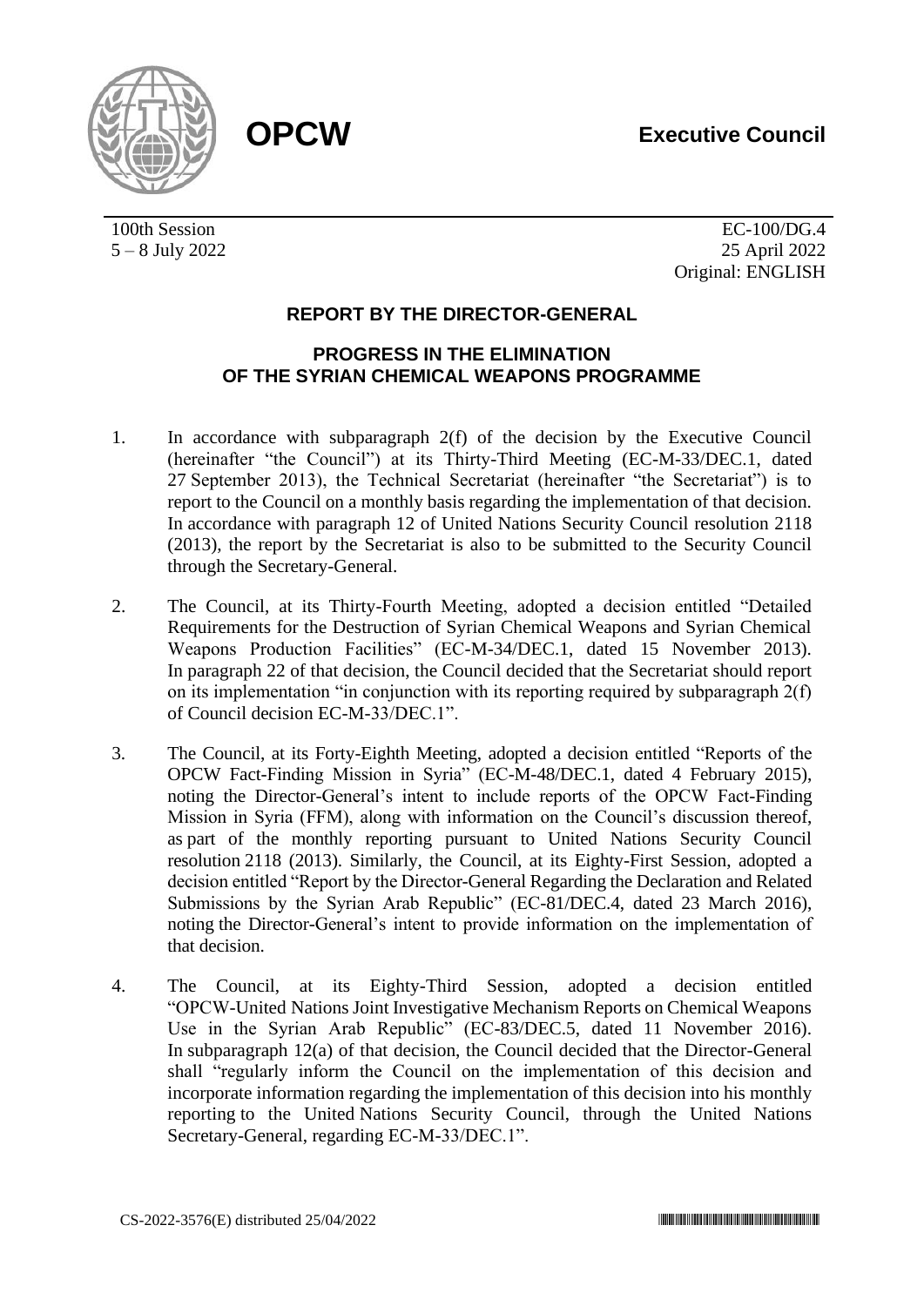**OPCW** **Executive Council**

100th Session
5 – 8 July 2022

EC-100/DG.4
25 April 2022
Original: ENGLISH

## REPORT BY THE DIRECTOR-GENERAL

## PROGRESS IN THE ELIMINATION OF THE SYRIAN CHEMICAL WEAPONS PROGRAMME

1. In accordance with subparagraph 2(f) of the decision by the Executive Council (hereinafter "the Council") at its Thirty-Third Meeting (EC-M-33/DEC.1, dated 27 September 2013), the Technical Secretariat (hereinafter "the Secretariat") is to report to the Council on a monthly basis regarding the implementation of that decision. In accordance with paragraph 12 of United Nations Security Council resolution 2118 (2013), the report by the Secretariat is also to be submitted to the Security Council through the Secretary-General.

2. The Council, at its Thirty-Fourth Meeting, adopted a decision entitled "Detailed Requirements for the Destruction of Syrian Chemical Weapons and Syrian Chemical Weapons Production Facilities" (EC-M-34/DEC.1, dated 15 November 2013). In paragraph 22 of that decision, the Council decided that the Secretariat should report on its implementation "in conjunction with its reporting required by subparagraph 2(f) of Council decision EC-M-33/DEC.1".

3. The Council, at its Forty-Eighth Meeting, adopted a decision entitled "Reports of the OPCW Fact-Finding Mission in Syria" (EC-M-48/DEC.1, dated 4 February 2015), noting the Director-General's intent to include reports of the OPCW Fact-Finding Mission in Syria (FFM), along with information on the Council's discussion thereof, as part of the monthly reporting pursuant to United Nations Security Council resolution 2118 (2013). Similarly, the Council, at its Eighty-First Session, adopted a decision entitled "Report by the Director-General Regarding the Declaration and Related Submissions by the Syrian Arab Republic" (EC-81/DEC.4, dated 23 March 2016), noting the Director-General's intent to provide information on the implementation of that decision.

4. The Council, at its Eighty-Third Session, adopted a decision entitled "OPCW-United Nations Joint Investigative Mechanism Reports on Chemical Weapons Use in the Syrian Arab Republic" (EC-83/DEC.5, dated 11 November 2016). In subparagraph 12(a) of that decision, the Council decided that the Director-General shall "regularly inform the Council on the implementation of this decision and incorporate information regarding the implementation of this decision into his monthly reporting to the United Nations Security Council, through the United Nations Secretary-General, regarding EC-M-33/DEC.1".

CS-2022-3576(E) distributed 25/04/2022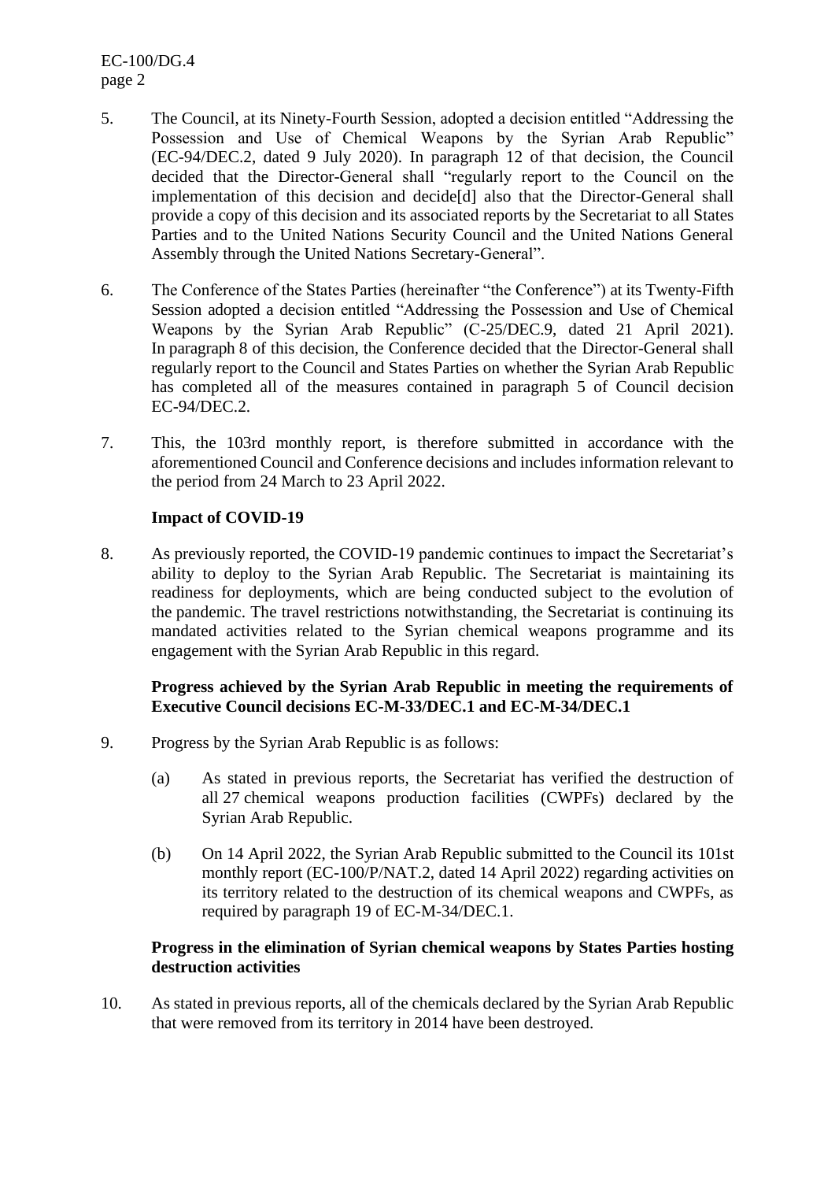5. The Council, at its Ninety-Fourth Session, adopted a decision entitled "Addressing the Possession and Use of Chemical Weapons by the Syrian Arab Republic" (EC-94/DEC.2, dated 9 July 2020). In paragraph 12 of that decision, the Council decided that the Director-General shall "regularly report to the Council on the implementation of this decision and decide[d] also that the Director-General shall provide a copy of this decision and its associated reports by the Secretariat to all States Parties and to the United Nations Security Council and the United Nations General Assembly through the United Nations Secretary-General".

6. The Conference of the States Parties (hereinafter "the Conference") at its Twenty-Fifth Session adopted a decision entitled "Addressing the Possession and Use of Chemical Weapons by the Syrian Arab Republic" (C-25/DEC.9, dated 21 April 2021). In paragraph 8 of this decision, the Conference decided that the Director-General shall regularly report to the Council and States Parties on whether the Syrian Arab Republic has completed all of the measures contained in paragraph 5 of Council decision EC-94/DEC.2.

7. This, the 103rd monthly report, is therefore submitted in accordance with the aforementioned Council and Conference decisions and includes information relevant to the period from 24 March to 23 April 2022.

**Impact of COVID-19**

8. As previously reported, the COVID-19 pandemic continues to impact the Secretariat's ability to deploy to the Syrian Arab Republic. The Secretariat is maintaining its readiness for deployments, which are being conducted subject to the evolution of the pandemic. The travel restrictions notwithstanding, the Secretariat is continuing its mandated activities related to the Syrian chemical weapons programme and its engagement with the Syrian Arab Republic in this regard.

**Progress achieved by the Syrian Arab Republic in meeting the requirements of Executive Council decisions EC-M-33/DEC.1 and EC-M-34/DEC.1**

9. Progress by the Syrian Arab Republic is as follows:

   (a) As stated in previous reports, the Secretariat has verified the destruction of all 27 chemical weapons production facilities (CWPFs) declared by the Syrian Arab Republic.

   (b) On 14 April 2022, the Syrian Arab Republic submitted to the Council its 101st monthly report (EC-100/P/NAT.2, dated 14 April 2022) regarding activities on its territory related to the destruction of its chemical weapons and CWPFs, as required by paragraph 19 of EC-M-34/DEC.1.

**Progress in the elimination of Syrian chemical weapons by States Parties hosting destruction activities**

10. As stated in previous reports, all of the chemicals declared by the Syrian Arab Republic that were removed from its territory in 2014 have been destroyed.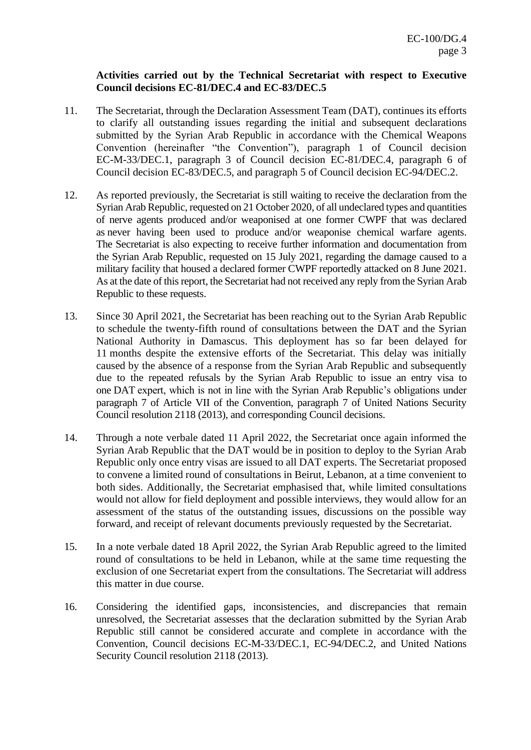**Activities carried out by the Technical Secretariat with respect to Executive Council decisions EC-81/DEC.4 and EC-83/DEC.5**

11. The Secretariat, through the Declaration Assessment Team (DAT), continues its efforts to clarify all outstanding issues regarding the initial and subsequent declarations submitted by the Syrian Arab Republic in accordance with the Chemical Weapons Convention (hereinafter "the Convention"), paragraph 1 of Council decision EC-M-33/DEC.1, paragraph 3 of Council decision EC-81/DEC.4, paragraph 6 of Council decision EC-83/DEC.5, and paragraph 5 of Council decision EC-94/DEC.2.

12. As reported previously, the Secretariat is still waiting to receive the declaration from the Syrian Arab Republic, requested on 21 October 2020, of all undeclared types and quantities of nerve agents produced and/or weaponised at one former CWPF that was declared as never having been used to produce and/or weaponise chemical warfare agents. The Secretariat is also expecting to receive further information and documentation from the Syrian Arab Republic, requested on 15 July 2021, regarding the damage caused to a military facility that housed a declared former CWPF reportedly attacked on 8 June 2021. As at the date of this report, the Secretariat had not received any reply from the Syrian Arab Republic to these requests.

13. Since 30 April 2021, the Secretariat has been reaching out to the Syrian Arab Republic to schedule the twenty-fifth round of consultations between the DAT and the Syrian National Authority in Damascus. This deployment has so far been delayed for 11 months despite the extensive efforts of the Secretariat. This delay was initially caused by the absence of a response from the Syrian Arab Republic and subsequently due to the repeated refusals by the Syrian Arab Republic to issue an entry visa to one DAT expert, which is not in line with the Syrian Arab Republic's obligations under paragraph 7 of Article VII of the Convention, paragraph 7 of United Nations Security Council resolution 2118 (2013), and corresponding Council decisions.

14. Through a note verbale dated 11 April 2022, the Secretariat once again informed the Syrian Arab Republic that the DAT would be in position to deploy to the Syrian Arab Republic only once entry visas are issued to all DAT experts. The Secretariat proposed to convene a limited round of consultations in Beirut, Lebanon, at a time convenient to both sides. Additionally, the Secretariat emphasised that, while limited consultations would not allow for field deployment and possible interviews, they would allow for an assessment of the status of the outstanding issues, discussions on the possible way forward, and receipt of relevant documents previously requested by the Secretariat.

15. In a note verbale dated 18 April 2022, the Syrian Arab Republic agreed to the limited round of consultations to be held in Lebanon, while at the same time requesting the exclusion of one Secretariat expert from the consultations. The Secretariat will address this matter in due course.

16. Considering the identified gaps, inconsistencies, and discrepancies that remain unresolved, the Secretariat assesses that the declaration submitted by the Syrian Arab Republic still cannot be considered accurate and complete in accordance with the Convention, Council decisions EC-M-33/DEC.1, EC-94/DEC.2, and United Nations Security Council resolution 2118 (2013).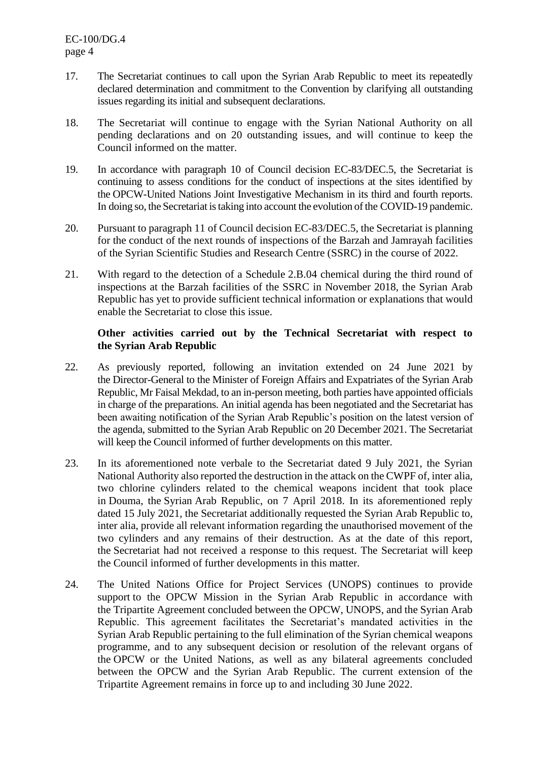17. The Secretariat continues to call upon the Syrian Arab Republic to meet its repeatedly declared determination and commitment to the Convention by clarifying all outstanding issues regarding its initial and subsequent declarations.

18. The Secretariat will continue to engage with the Syrian National Authority on all pending declarations and on 20 outstanding issues, and will continue to keep the Council informed on the matter.

19. In accordance with paragraph 10 of Council decision EC-83/DEC.5, the Secretariat is continuing to assess conditions for the conduct of inspections at the sites identified by the OPCW-United Nations Joint Investigative Mechanism in its third and fourth reports. In doing so, the Secretariat is taking into account the evolution of the COVID-19 pandemic.

20. Pursuant to paragraph 11 of Council decision EC-83/DEC.5, the Secretariat is planning for the conduct of the next rounds of inspections of the Barzah and Jamrayah facilities of the Syrian Scientific Studies and Research Centre (SSRC) in the course of 2022.

21. With regard to the detection of a Schedule 2.B.04 chemical during the third round of inspections at the Barzah facilities of the SSRC in November 2018, the Syrian Arab Republic has yet to provide sufficient technical information or explanations that would enable the Secretariat to close this issue.

**Other activities carried out by the Technical Secretariat with respect to the Syrian Arab Republic**

22. As previously reported, following an invitation extended on 24 June 2021 by the Director-General to the Minister of Foreign Affairs and Expatriates of the Syrian Arab Republic, Mr Faisal Mekdad, to an in-person meeting, both parties have appointed officials in charge of the preparations. An initial agenda has been negotiated and the Secretariat has been awaiting notification of the Syrian Arab Republic's position on the latest version of the agenda, submitted to the Syrian Arab Republic on 20 December 2021. The Secretariat will keep the Council informed of further developments on this matter.

23. In its aforementioned note verbale to the Secretariat dated 9 July 2021, the Syrian National Authority also reported the destruction in the attack on the CWPF of, inter alia, two chlorine cylinders related to the chemical weapons incident that took place in Douma, the Syrian Arab Republic, on 7 April 2018. In its aforementioned reply dated 15 July 2021, the Secretariat additionally requested the Syrian Arab Republic to, inter alia, provide all relevant information regarding the unauthorised movement of the two cylinders and any remains of their destruction. As at the date of this report, the Secretariat had not received a response to this request. The Secretariat will keep the Council informed of further developments in this matter.

24. The United Nations Office for Project Services (UNOPS) continues to provide support to the OPCW Mission in the Syrian Arab Republic in accordance with the Tripartite Agreement concluded between the OPCW, UNOPS, and the Syrian Arab Republic. This agreement facilitates the Secretariat's mandated activities in the Syrian Arab Republic pertaining to the full elimination of the Syrian chemical weapons programme, and to any subsequent decision or resolution of the relevant organs of the OPCW or the United Nations, as well as any bilateral agreements concluded between the OPCW and the Syrian Arab Republic. The current extension of the Tripartite Agreement remains in force up to and including 30 June 2022.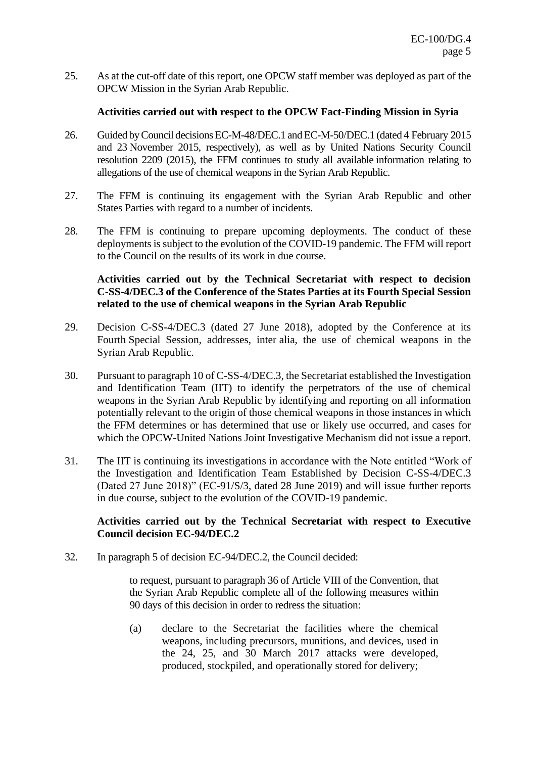25. As at the cut-off date of this report, one OPCW staff member was deployed as part of the OPCW Mission in the Syrian Arab Republic.

**Activities carried out with respect to the OPCW Fact-Finding Mission in Syria**

26. Guided by Council decisions EC-M-48/DEC.1 and EC-M-50/DEC.1 (dated 4 February 2015 and 23 November 2015, respectively), as well as by United Nations Security Council resolution 2209 (2015), the FFM continues to study all available information relating to allegations of the use of chemical weapons in the Syrian Arab Republic.

27. The FFM is continuing its engagement with the Syrian Arab Republic and other States Parties with regard to a number of incidents.

28. The FFM is continuing to prepare upcoming deployments. The conduct of these deployments is subject to the evolution of the COVID-19 pandemic. The FFM will report to the Council on the results of its work in due course.

**Activities carried out by the Technical Secretariat with respect to decision C-SS-4/DEC.3 of the Conference of the States Parties at its Fourth Special Session related to the use of chemical weapons in the Syrian Arab Republic**

29. Decision C-SS-4/DEC.3 (dated 27 June 2018), adopted by the Conference at its Fourth Special Session, addresses, inter alia, the use of chemical weapons in the Syrian Arab Republic.

30. Pursuant to paragraph 10 of C-SS-4/DEC.3, the Secretariat established the Investigation and Identification Team (IIT) to identify the perpetrators of the use of chemical weapons in the Syrian Arab Republic by identifying and reporting on all information potentially relevant to the origin of those chemical weapons in those instances in which the FFM determines or has determined that use or likely use occurred, and cases for which the OPCW-United Nations Joint Investigative Mechanism did not issue a report.

31. The IIT is continuing its investigations in accordance with the Note entitled "Work of the Investigation and Identification Team Established by Decision C-SS-4/DEC.3 (Dated 27 June 2018)" (EC-91/S/3, dated 28 June 2019) and will issue further reports in due course, subject to the evolution of the COVID-19 pandemic.

**Activities carried out by the Technical Secretariat with respect to Executive Council decision EC-94/DEC.2**

32. In paragraph 5 of decision EC-94/DEC.2, the Council decided:

> to request, pursuant to paragraph 36 of Article VIII of the Convention, that the Syrian Arab Republic complete all of the following measures within 90 days of this decision in order to redress the situation:
>
> (a) declare to the Secretariat the facilities where the chemical weapons, including precursors, munitions, and devices, used in the 24, 25, and 30 March 2017 attacks were developed, produced, stockpiled, and operationally stored for delivery;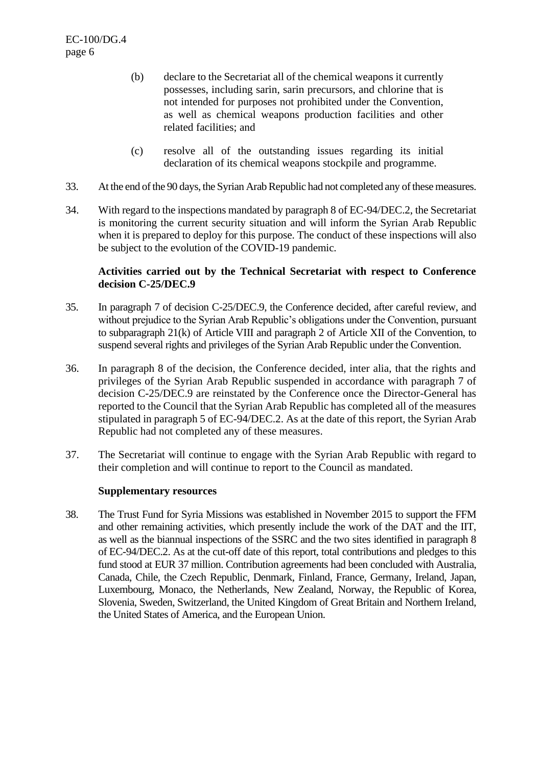(b) declare to the Secretariat all of the chemical weapons it currently possesses, including sarin, sarin precursors, and chlorine that is not intended for purposes not prohibited under the Convention, as well as chemical weapons production facilities and other related facilities; and

(c) resolve all of the outstanding issues regarding its initial declaration of its chemical weapons stockpile and programme.

33. At the end of the 90 days, the Syrian Arab Republic had not completed any of these measures.

34. With regard to the inspections mandated by paragraph 8 of EC-94/DEC.2, the Secretariat is monitoring the current security situation and will inform the Syrian Arab Republic when it is prepared to deploy for this purpose. The conduct of these inspections will also be subject to the evolution of the COVID-19 pandemic.

**Activities carried out by the Technical Secretariat with respect to Conference decision C-25/DEC.9**

35. In paragraph 7 of decision C-25/DEC.9, the Conference decided, after careful review, and without prejudice to the Syrian Arab Republic's obligations under the Convention, pursuant to subparagraph 21(k) of Article VIII and paragraph 2 of Article XII of the Convention, to suspend several rights and privileges of the Syrian Arab Republic under the Convention.

36. In paragraph 8 of the decision, the Conference decided, inter alia, that the rights and privileges of the Syrian Arab Republic suspended in accordance with paragraph 7 of decision C-25/DEC.9 are reinstated by the Conference once the Director-General has reported to the Council that the Syrian Arab Republic has completed all of the measures stipulated in paragraph 5 of EC-94/DEC.2. As at the date of this report, the Syrian Arab Republic had not completed any of these measures.

37. The Secretariat will continue to engage with the Syrian Arab Republic with regard to their completion and will continue to report to the Council as mandated.

**Supplementary resources**

38. The Trust Fund for Syria Missions was established in November 2015 to support the FFM and other remaining activities, which presently include the work of the DAT and the IIT, as well as the biannual inspections of the SSRC and the two sites identified in paragraph 8 of EC-94/DEC.2. As at the cut-off date of this report, total contributions and pledges to this fund stood at EUR 37 million. Contribution agreements had been concluded with Australia, Canada, Chile, the Czech Republic, Denmark, Finland, France, Germany, Ireland, Japan, Luxembourg, Monaco, the Netherlands, New Zealand, Norway, the Republic of Korea, Slovenia, Sweden, Switzerland, the United Kingdom of Great Britain and Northern Ireland, the United States of America, and the European Union.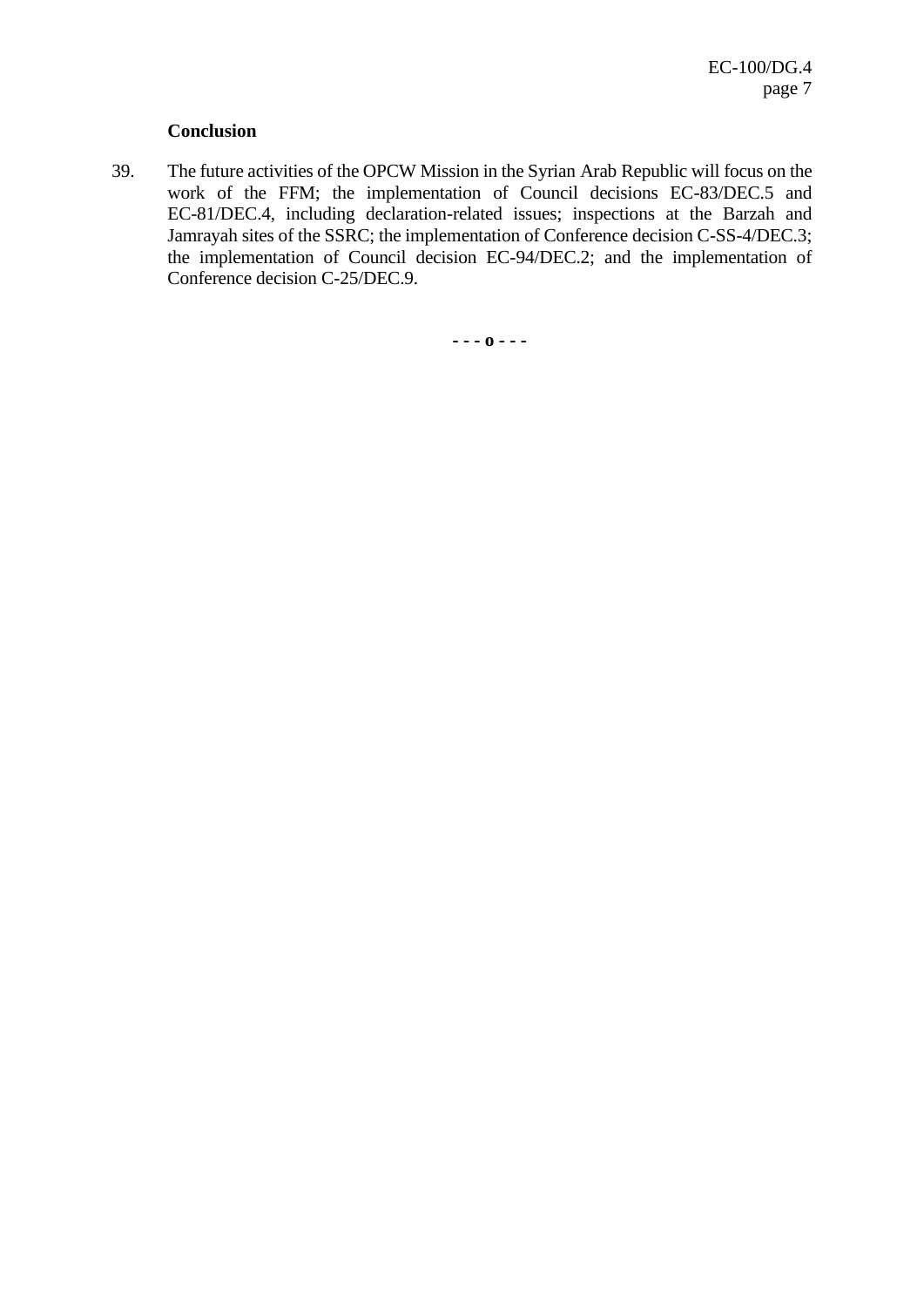**Conclusion**

39. The future activities of the OPCW Mission in the Syrian Arab Republic will focus on the work of the FFM; the implementation of Council decisions EC-83/DEC.5 and EC-81/DEC.4, including declaration-related issues; inspections at the Barzah and Jamrayah sites of the SSRC; the implementation of Conference decision C-SS-4/DEC.3; the implementation of Council decision EC-94/DEC.2; and the implementation of Conference decision C-25/DEC.9.

**- - - o - - -**